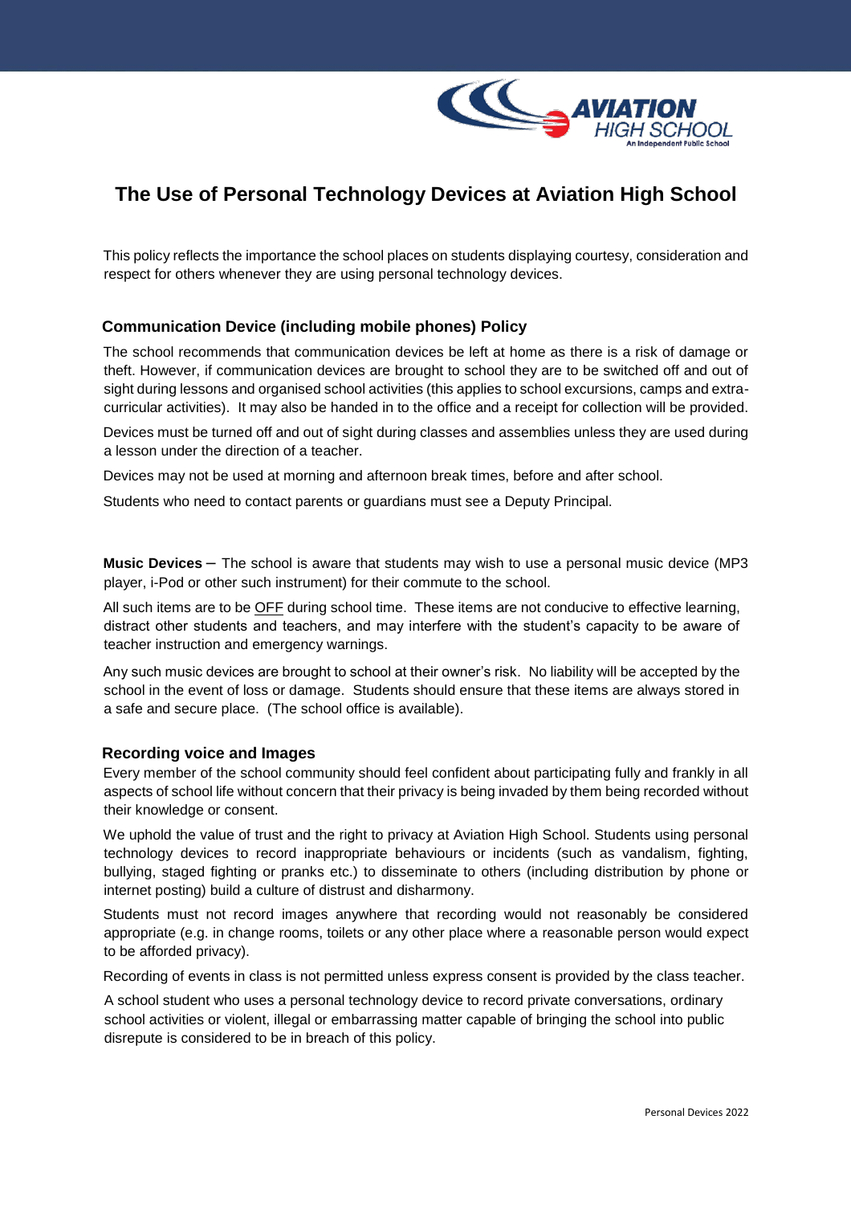# The Use of Personal Technology Devices at Aviation High School

This policy reflects the importance the school places on students displaying courtesy, consideration and respect for others whenever they are using personal technology devices.

## Communication Device (including mobile phones) Policy

The school recommends that communication devices be left at home as there is a risk of damage or theft. However, if communication devices are brought to school they are to be switched off and out of sight during lessons and organised school activities (this applies to school excursions, camps and extra-curricular activities). It may also be handed in to the office and a receipt for collection will be provided.

Devices must be turned off and out of sight during classes and assemblies unless they are used during a lesson under the direction of a teacher.

Devices may not be used at morning and afternoon break times, before and after school.

Students who need to contact parents or guardians must see a Deputy Principal.

**Music Devices** – The school is aware that students may wish to use a personal music device (MP3 player, i-Pod or other such instrument) for their commute to the school.

All such items are to be <u>OFF</u> during school time. These items are not conducive to effective learning, distract other students and teachers, and may interfere with the student's capacity to be aware of teacher instruction and emergency warnings.

Any such music devices are brought to school at their owner's risk. No liability will be accepted by the school in the event of loss or damage. Students should ensure that these items are always stored in a safe and secure place. (The school office is available).

## Recording voice and Images

Every member of the school community should feel confident about participating fully and frankly in all aspects of school life without concern that their privacy is being invaded by them being recorded without their knowledge or consent.

We uphold the value of trust and the right to privacy at Aviation High School. Students using personal technology devices to record inappropriate behaviours or incidents (such as vandalism, fighting, bullying, staged fighting or pranks etc.) to disseminate to others (including distribution by phone or internet posting) build a culture of distrust and disharmony.

Students must not record images anywhere that recording would not reasonably be considered appropriate (e.g. in change rooms, toilets or any other place where a reasonable person would expect to be afforded privacy).

Recording of events in class is not permitted unless express consent is provided by the class teacher.

A school student who uses a personal technology device to record private conversations, ordinary school activities or violent, illegal or embarrassing matter capable of bringing the school into public disrepute is considered to be in breach of this policy.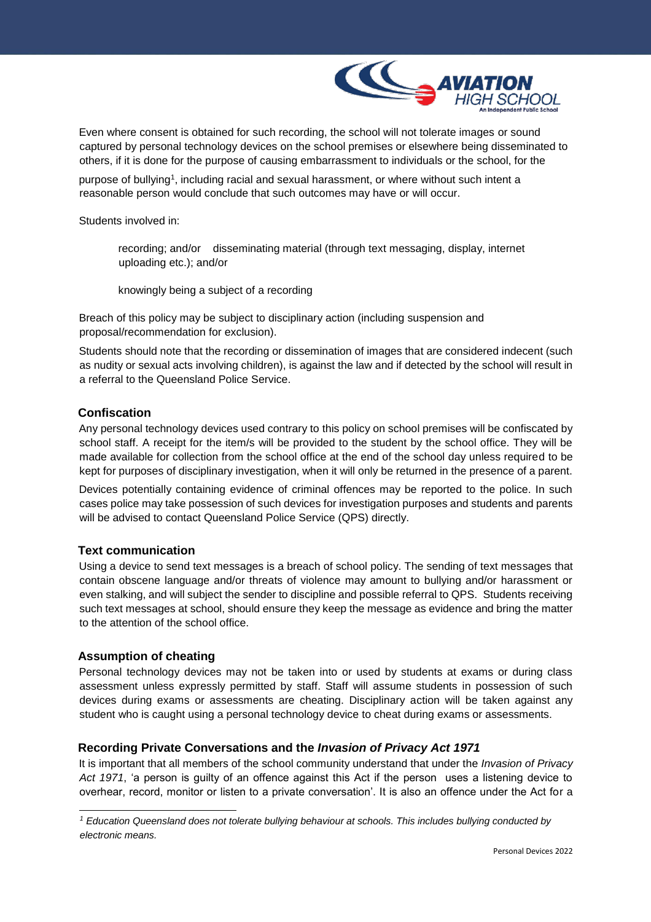Even where consent is obtained for such recording, the school will not tolerate images or sound captured by personal technology devices on the school premises or elsewhere being disseminated to others, if it is done for the purpose of causing embarrassment to individuals or the school, for the purpose of bullying[1], including racial and sexual harassment, or where without such intent a reasonable person would conclude that such outcomes may have or will occur.

Students involved in:

- recording; and/or disseminating material (through text messaging, display, internet uploading etc.); and/or
- knowingly being a subject of a recording

Breach of this policy may be subject to disciplinary action (including suspension and proposal/recommendation for exclusion).

Students should note that the recording or dissemination of images that are considered indecent (such as nudity or sexual acts involving children), is against the law and if detected by the school will result in a referral to the Queensland Police Service.

### Confiscation

Any personal technology devices used contrary to this policy on school premises will be confiscated by school staff. A receipt for the item/s will be provided to the student by the school office. They will be made available for collection from the school office at the end of the school day unless required to be kept for purposes of disciplinary investigation, when it will only be returned in the presence of a parent.

Devices potentially containing evidence of criminal offences may be reported to the police. In such cases police may take possession of such devices for investigation purposes and students and parents will be advised to contact Queensland Police Service (QPS) directly.

### Text communication

Using a device to send text messages is a breach of school policy. The sending of text messages that contain obscene language and/or threats of violence may amount to bullying and/or harassment or even stalking, and will subject the sender to discipline and possible referral to QPS. Students receiving such text messages at school, should ensure they keep the message as evidence and bring the matter to the attention of the school office.

### Assumption of cheating

Personal technology devices may not be taken into or used by students at exams or during class assessment unless expressly permitted by staff. Staff will assume students in possession of such devices during exams or assessments are cheating. Disciplinary action will be taken against any student who is caught using a personal technology device to cheat during exams or assessments.

### Recording Private Conversations and the *Invasion of Privacy Act 1971*

It is important that all members of the school community understand that under the *Invasion of Privacy Act 1971*, 'a person is guilty of an offence against this Act if the person uses a listening device to overhear, record, monitor or listen to a private conversation'. It is also an offence under the Act for a

---

[1] *Education Queensland does not tolerate bullying behaviour at schools. This includes bullying conducted by electronic means.*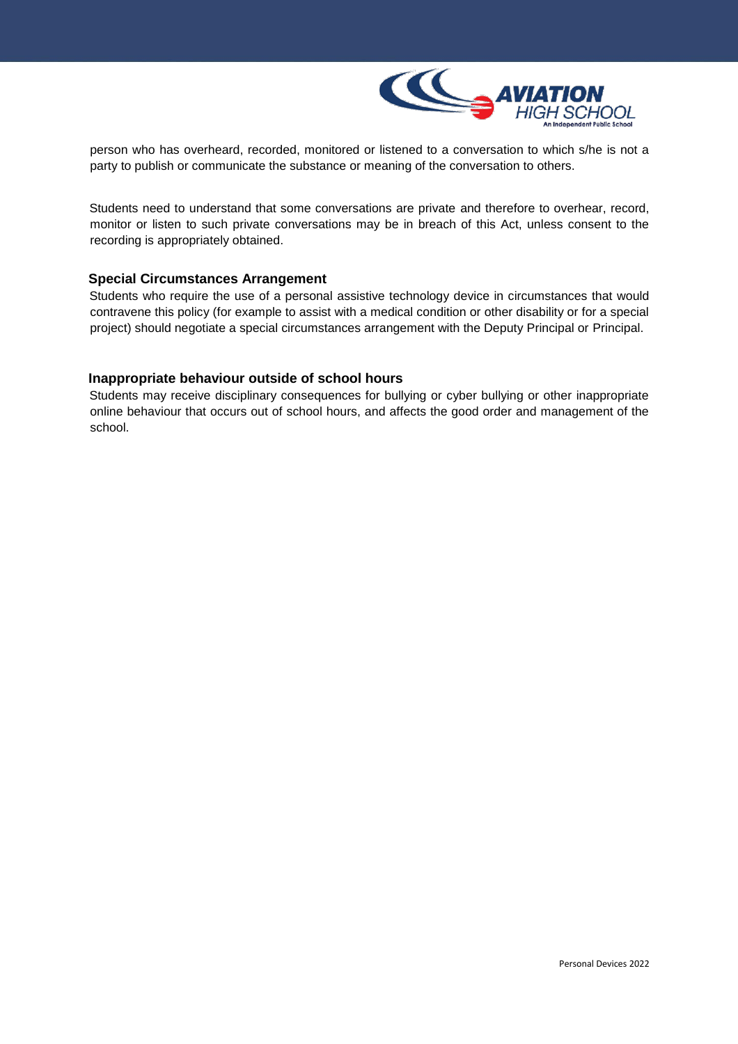person who has overheard, recorded, monitored or listened to a conversation to which s/he is not a party to publish or communicate the substance or meaning of the conversation to others.

Students need to understand that some conversations are private and therefore to overhear, record, monitor or listen to such private conversations may be in breach of this Act, unless consent to the recording is appropriately obtained.

### Special Circumstances Arrangement

Students who require the use of a personal assistive technology device in circumstances that would contravene this policy (for example to assist with a medical condition or other disability or for a special project) should negotiate a special circumstances arrangement with the Deputy Principal or Principal.

### Inappropriate behaviour outside of school hours

Students may receive disciplinary consequences for bullying or cyber bullying or other inappropriate online behaviour that occurs out of school hours, and affects the good order and management of the school.